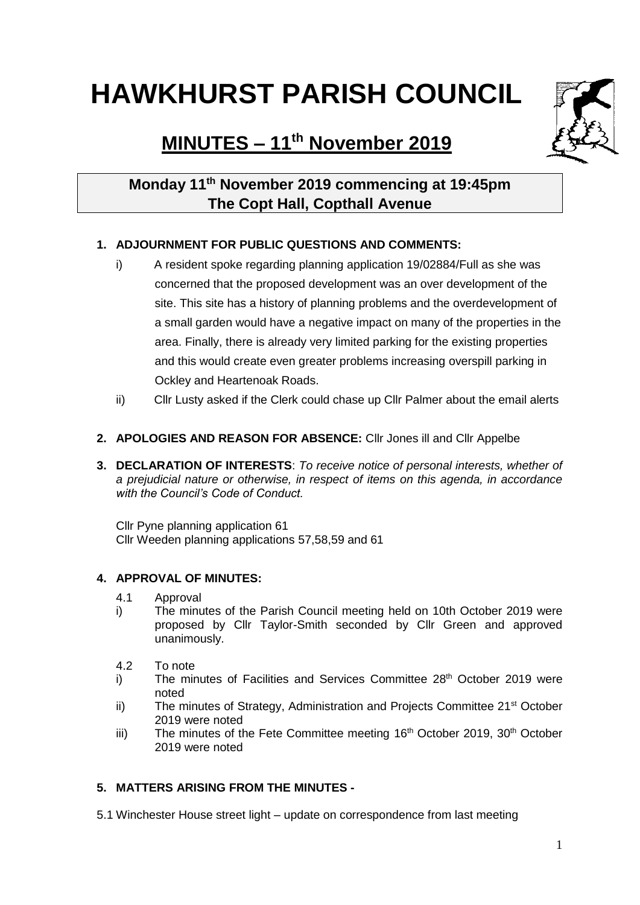# HAWKHURST PARISH COUNCIL

## MINUTES – 11th November 2019

**Monday 11th November 2019 commencing at 19:45pm**
**The Copt Hall, Copthall Avenue**

**1. ADJOURNMENT FOR PUBLIC QUESTIONS AND COMMENTS:**

i) A resident spoke regarding planning application 19/02884/Full as she was concerned that the proposed development was an over development of the site. This site has a history of planning problems and the overdevelopment of a small garden would have a negative impact on many of the properties in the area. Finally, there is already very limited parking for the existing properties and this would create even greater problems increasing overspill parking in Ockley and Heartenoak Roads.

ii) Cllr Lusty asked if the Clerk could chase up Cllr Palmer about the email alerts

**2. APOLOGIES AND REASON FOR ABSENCE:** Cllr Jones ill and Cllr Appelbe

**3. DECLARATION OF INTERESTS**: *To receive notice of personal interests, whether of a prejudicial nature or otherwise, in respect of items on this agenda, in accordance with the Council's Code of Conduct.*

Cllr Pyne planning application 61
Cllr Weeden planning applications 57,58,59 and 61

**4. APPROVAL OF MINUTES:**

4.1 Approval

i) The minutes of the Parish Council meeting held on 10th October 2019 were proposed by Cllr Taylor-Smith seconded by Cllr Green and approved unanimously.

4.2 To note

i) The minutes of Facilities and Services Committee 28th October 2019 were noted

ii) The minutes of Strategy, Administration and Projects Committee 21st October 2019 were noted

iii) The minutes of the Fete Committee meeting 16th October 2019, 30th October 2019 were noted

**5. MATTERS ARISING FROM THE MINUTES -**

5.1 Winchester House street light – update on correspondence from last meeting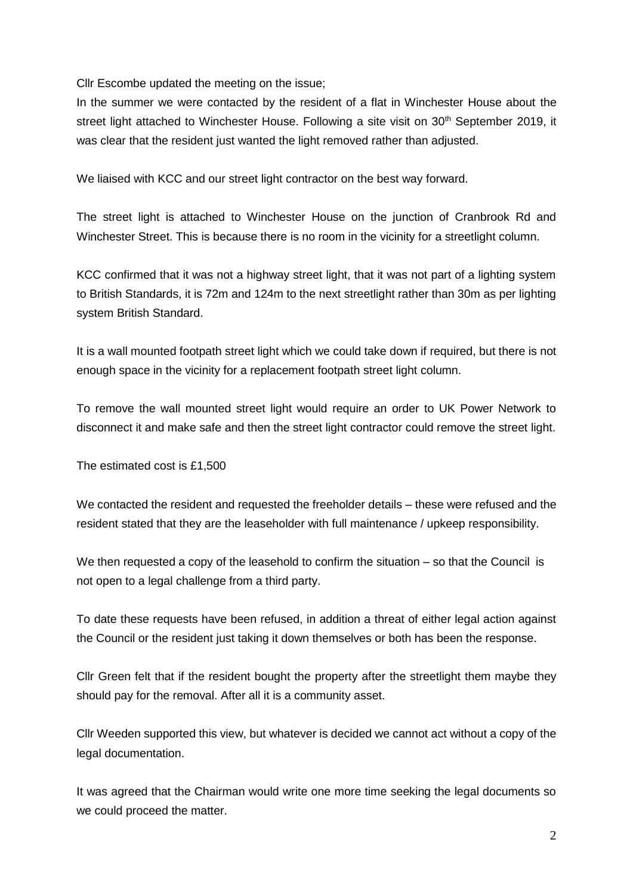Cllr Escombe updated the meeting on the issue;

In the summer we were contacted by the resident of a flat in Winchester House about the street light attached to Winchester House. Following a site visit on 30th September 2019, it was clear that the resident just wanted the light removed rather than adjusted.

We liaised with KCC and our street light contractor on the best way forward.

The street light is attached to Winchester House on the junction of Cranbrook Rd and Winchester Street. This is because there is no room in the vicinity for a streetlight column.

KCC confirmed that it was not a highway street light, that it was not part of a lighting system to British Standards, it is 72m and 124m to the next streetlight rather than 30m as per lighting system British Standard.

It is a wall mounted footpath street light which we could take down if required, but there is not enough space in the vicinity for a replacement footpath street light column.

To remove the wall mounted street light would require an order to UK Power Network to disconnect it and make safe and then the street light contractor could remove the street light.

The estimated cost is £1,500

We contacted the resident and requested the freeholder details – these were refused and the resident stated that they are the leaseholder with full maintenance / upkeep responsibility.

We then requested a copy of the leasehold to confirm the situation – so that the Council is not open to a legal challenge from a third party.

To date these requests have been refused, in addition a threat of either legal action against the Council or the resident just taking it down themselves or both has been the response.

Cllr Green felt that if the resident bought the property after the streetlight them maybe they should pay for the removal. After all it is a community asset.

Cllr Weeden supported this view, but whatever is decided we cannot act without a copy of the legal documentation.

It was agreed that the Chairman would write one more time seeking the legal documents so we could proceed the matter.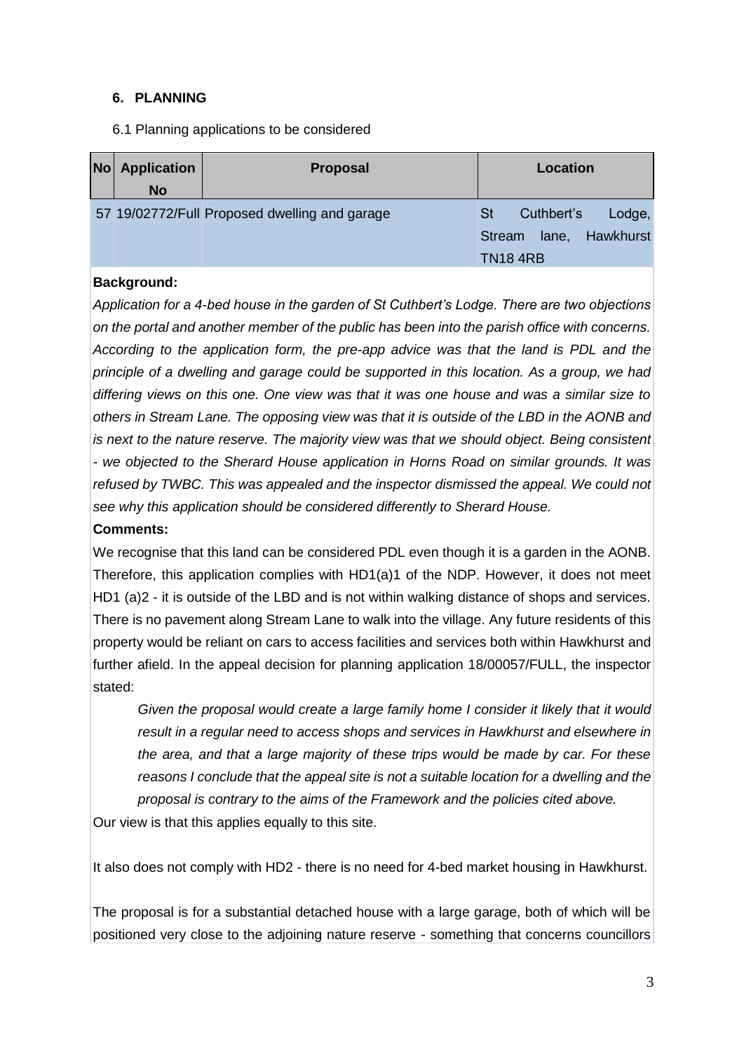## 6. PLANNING

6.1 Planning applications to be considered

| No | Application No | Proposal | Location |
|---|---|---|---|
| 57 | 19/02772/Full | Proposed dwelling and garage | St Cuthbert's Lodge, Stream lane, Hawkhurst TN18 4RB |

**Background:**

*Application for a 4-bed house in the garden of St Cuthbert's Lodge. There are two objections on the portal and another member of the public has been into the parish office with concerns. According to the application form, the pre-app advice was that the land is PDL and the principle of a dwelling and garage could be supported in this location. As a group, we had differing views on this one. One view was that it was one house and was a similar size to others in Stream Lane. The opposing view was that it is outside of the LBD in the AONB and is next to the nature reserve. The majority view was that we should object. Being consistent - we objected to the Sherard House application in Horns Road on similar grounds. It was refused by TWBC. This was appealed and the inspector dismissed the appeal. We could not see why this application should be considered differently to Sherard House.*

**Comments:**

We recognise that this land can be considered PDL even though it is a garden in the AONB. Therefore, this application complies with HD1(a)1 of the NDP. However, it does not meet HD1 (a)2 - it is outside of the LBD and is not within walking distance of shops and services. There is no pavement along Stream Lane to walk into the village. Any future residents of this property would be reliant on cars to access facilities and services both within Hawkhurst and further afield. In the appeal decision for planning application 18/00057/FULL, the inspector stated:

> *Given the proposal would create a large family home I consider it likely that it would result in a regular need to access shops and services in Hawkhurst and elsewhere in the area, and that a large majority of these trips would be made by car. For these reasons I conclude that the appeal site is not a suitable location for a dwelling and the proposal is contrary to the aims of the Framework and the policies cited above.*

Our view is that this applies equally to this site.

It also does not comply with HD2 - there is no need for 4-bed market housing in Hawkhurst.

The proposal is for a substantial detached house with a large garage, both of which will be positioned very close to the adjoining nature reserve - something that concerns councillors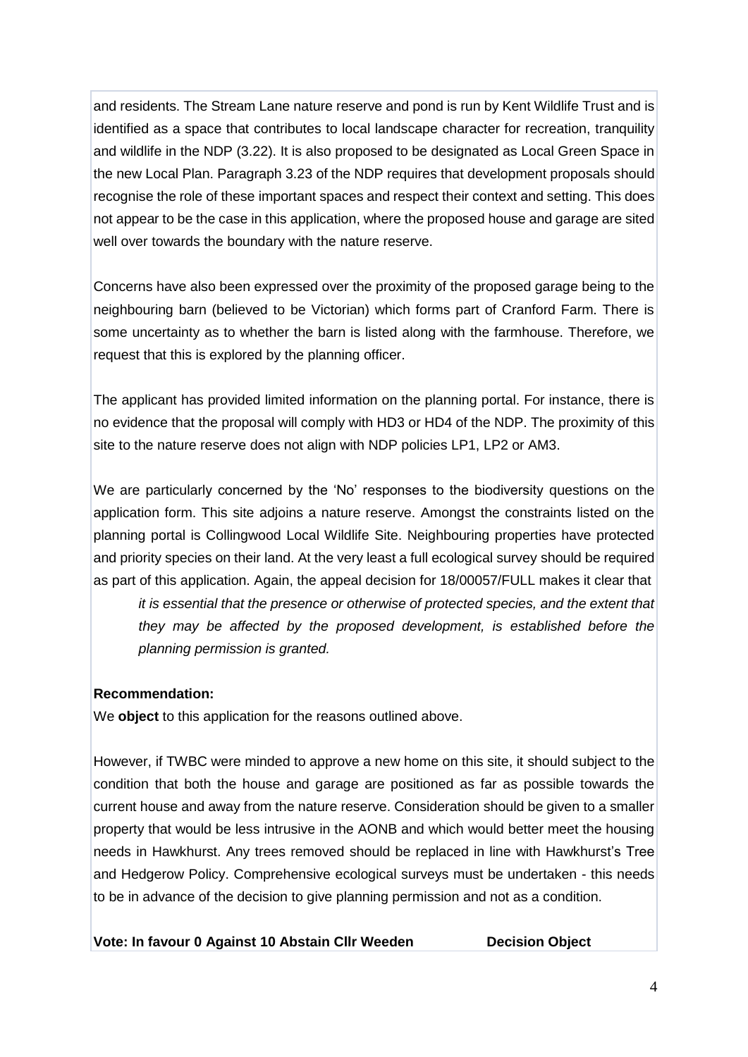and residents. The Stream Lane nature reserve and pond is run by Kent Wildlife Trust and is identified as a space that contributes to local landscape character for recreation, tranquility and wildlife in the NDP (3.22). It is also proposed to be designated as Local Green Space in the new Local Plan. Paragraph 3.23 of the NDP requires that development proposals should recognise the role of these important spaces and respect their context and setting. This does not appear to be the case in this application, where the proposed house and garage are sited well over towards the boundary with the nature reserve.

Concerns have also been expressed over the proximity of the proposed garage being to the neighbouring barn (believed to be Victorian) which forms part of Cranford Farm. There is some uncertainty as to whether the barn is listed along with the farmhouse. Therefore, we request that this is explored by the planning officer.

The applicant has provided limited information on the planning portal. For instance, there is no evidence that the proposal will comply with HD3 or HD4 of the NDP. The proximity of this site to the nature reserve does not align with NDP policies LP1, LP2 or AM3.

We are particularly concerned by the 'No' responses to the biodiversity questions on the application form. This site adjoins a nature reserve. Amongst the constraints listed on the planning portal is Collingwood Local Wildlife Site. Neighbouring properties have protected and priority species on their land. At the very least a full ecological survey should be required as part of this application. Again, the appeal decision for 18/00057/FULL makes it clear that

> *it is essential that the presence or otherwise of protected species, and the extent that they may be affected by the proposed development, is established before the planning permission is granted.*

**Recommendation:**

We **object** to this application for the reasons outlined above.

However, if TWBC were minded to approve a new home on this site, it should subject to the condition that both the house and garage are positioned as far as possible towards the current house and away from the nature reserve. Consideration should be given to a smaller property that would be less intrusive in the AONB and which would better meet the housing needs in Hawkhurst. Any trees removed should be replaced in line with Hawkhurst's Tree and Hedgerow Policy. Comprehensive ecological surveys must be undertaken - this needs to be in advance of the decision to give planning permission and not as a condition.

**Vote: In favour 0 Against 10 Abstain Cllr Weeden Decision Object**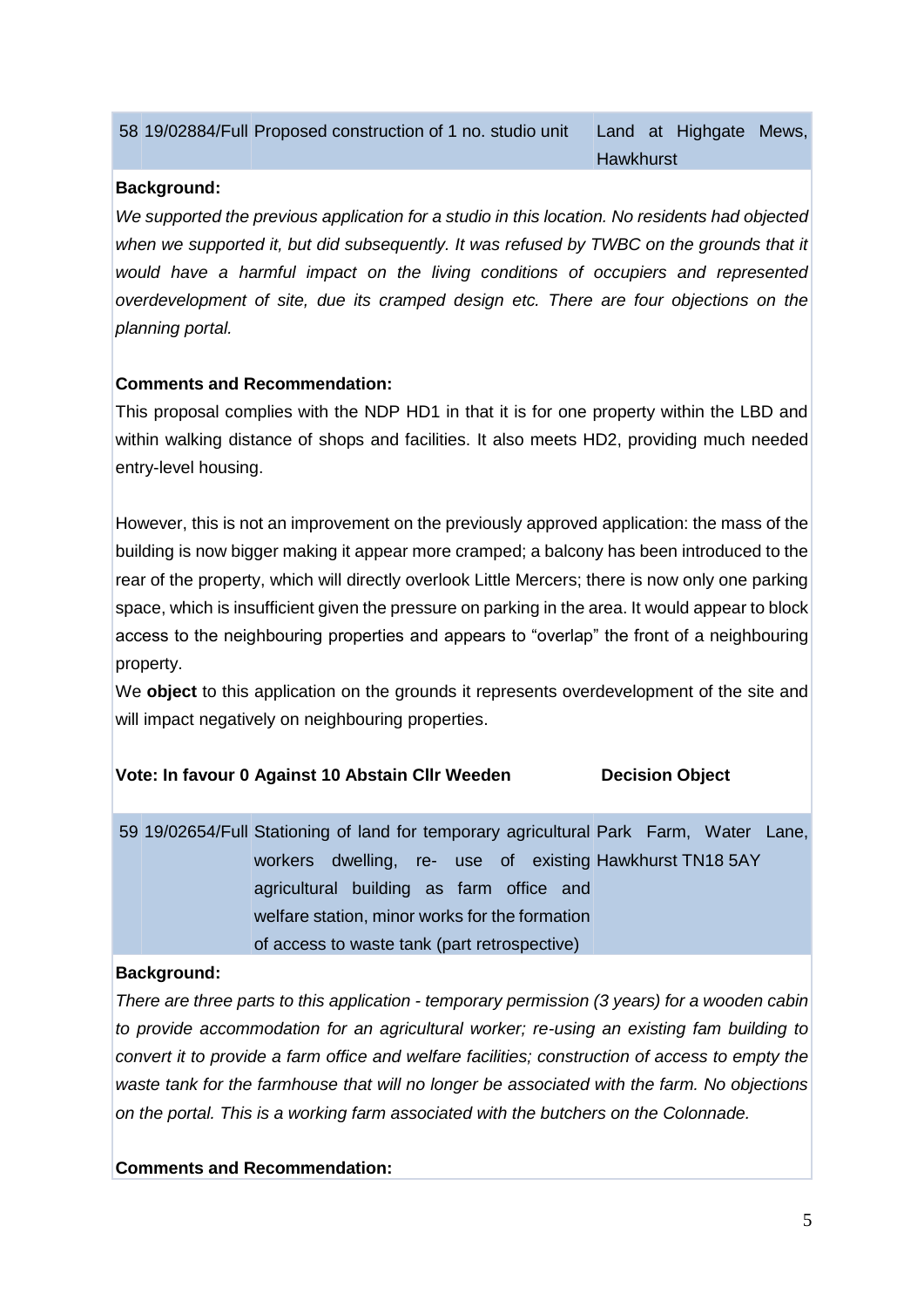| 58 | 19/02884/Full | Proposed construction of 1 no. studio unit | Land at Highgate Mews, Hawkhurst |
|---|---|---|---|

**Background:**

*We supported the previous application for a studio in this location. No residents had objected when we supported it, but did subsequently. It was refused by TWBC on the grounds that it would have a harmful impact on the living conditions of occupiers and represented overdevelopment of site, due its cramped design etc. There are four objections on the planning portal.*

**Comments and Recommendation:**

This proposal complies with the NDP HD1 in that it is for one property within the LBD and within walking distance of shops and facilities. It also meets HD2, providing much needed entry-level housing.

However, this is not an improvement on the previously approved application: the mass of the building is now bigger making it appear more cramped; a balcony has been introduced to the rear of the property, which will directly overlook Little Mercers; there is now only one parking space, which is insufficient given the pressure on parking in the area. It would appear to block access to the neighbouring properties and appears to "overlap" the front of a neighbouring property.

We **object** to this application on the grounds it represents overdevelopment of the site and will impact negatively on neighbouring properties.

**Vote: In favour 0 Against 10 Abstain Cllr Weeden** **Decision Object**

| 59 | 19/02654/Full | Stationing of land for temporary agricultural workers dwelling, re- use of existing agricultural building as farm office and welfare station, minor works for the formation of access to waste tank (part retrospective) | Park Farm, Water Lane, Hawkhurst TN18 5AY |
|---|---|---|---|

**Background:**

*There are three parts to this application - temporary permission (3 years) for a wooden cabin to provide accommodation for an agricultural worker; re-using an existing fam building to convert it to provide a farm office and welfare facilities; construction of access to empty the waste tank for the farmhouse that will no longer be associated with the farm. No objections on the portal. This is a working farm associated with the butchers on the Colonnade.*

**Comments and Recommendation:**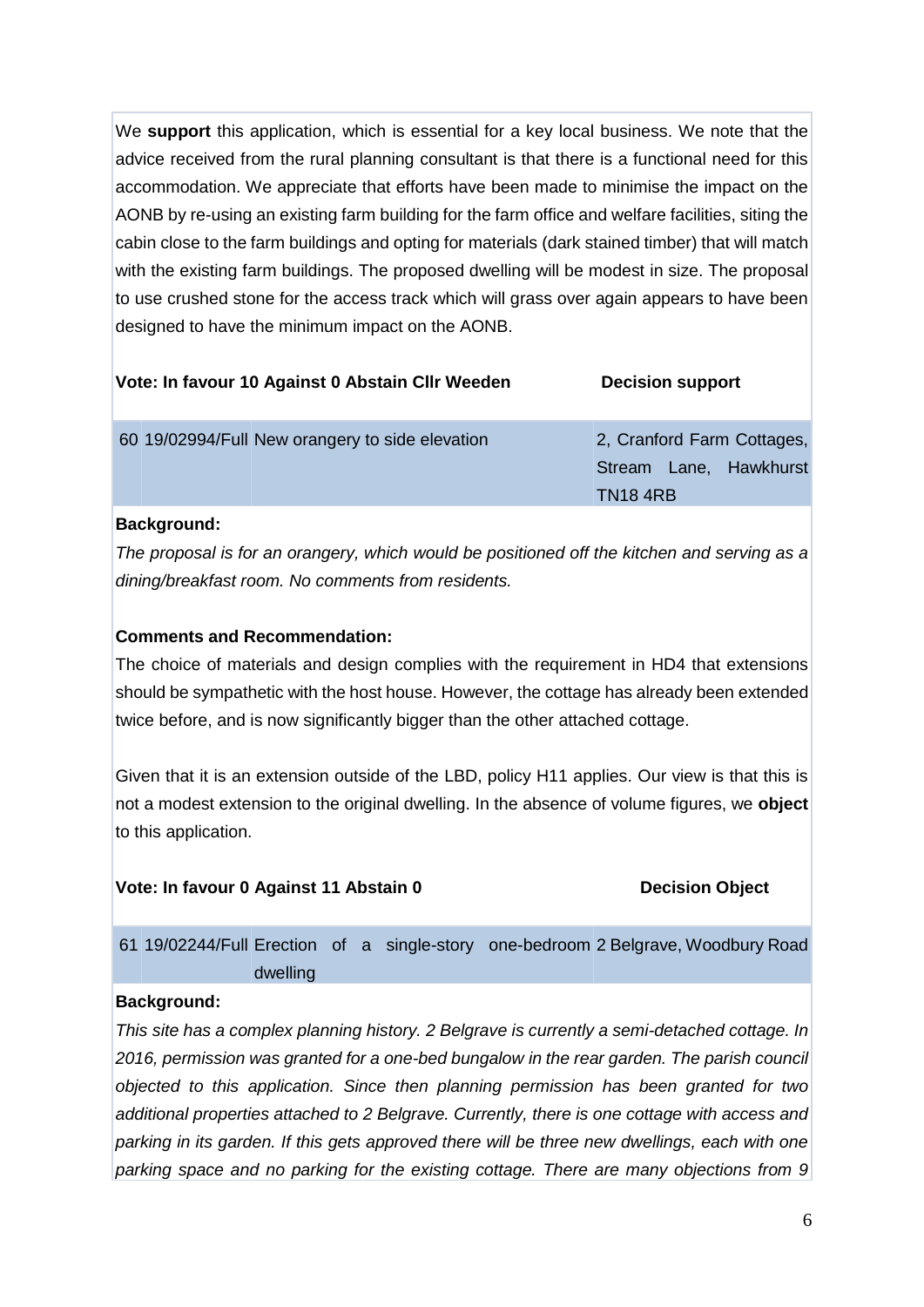We **support** this application, which is essential for a key local business. We note that the advice received from the rural planning consultant is that there is a functional need for this accommodation. We appreciate that efforts have been made to minimise the impact on the AONB by re-using an existing farm building for the farm office and welfare facilities, siting the cabin close to the farm buildings and opting for materials (dark stained timber) that will match with the existing farm buildings. The proposed dwelling will be modest in size. The proposal to use crushed stone for the access track which will grass over again appears to have been designed to have the minimum impact on the AONB.

**Vote: In favour 10 Against 0 Abstain Cllr Weeden** **Decision support**

| 60 | 19/02994/Full | New orangery to side elevation | 2, Cranford Farm Cottages, Stream Lane, Hawkhurst TN18 4RB |
|---|---|---|---|

**Background:**

*The proposal is for an orangery, which would be positioned off the kitchen and serving as a dining/breakfast room. No comments from residents.*

**Comments and Recommendation:**

The choice of materials and design complies with the requirement in HD4 that extensions should be sympathetic with the host house. However, the cottage has already been extended twice before, and is now significantly bigger than the other attached cottage.

Given that it is an extension outside of the LBD, policy H11 applies. Our view is that this is not a modest extension to the original dwelling. In the absence of volume figures, we **object** to this application.

**Vote: In favour 0 Against 11 Abstain 0** **Decision Object**

| 61 | 19/02244/Full | Erection of a single-story one-bedroom dwelling | 2 Belgrave, Woodbury Road |
|---|---|---|---|

**Background:**

*This site has a complex planning history. 2 Belgrave is currently a semi-detached cottage. In 2016, permission was granted for a one-bed bungalow in the rear garden. The parish council objected to this application. Since then planning permission has been granted for two additional properties attached to 2 Belgrave. Currently, there is one cottage with access and parking in its garden. If this gets approved there will be three new dwellings, each with one parking space and no parking for the existing cottage. There are many objections from 9*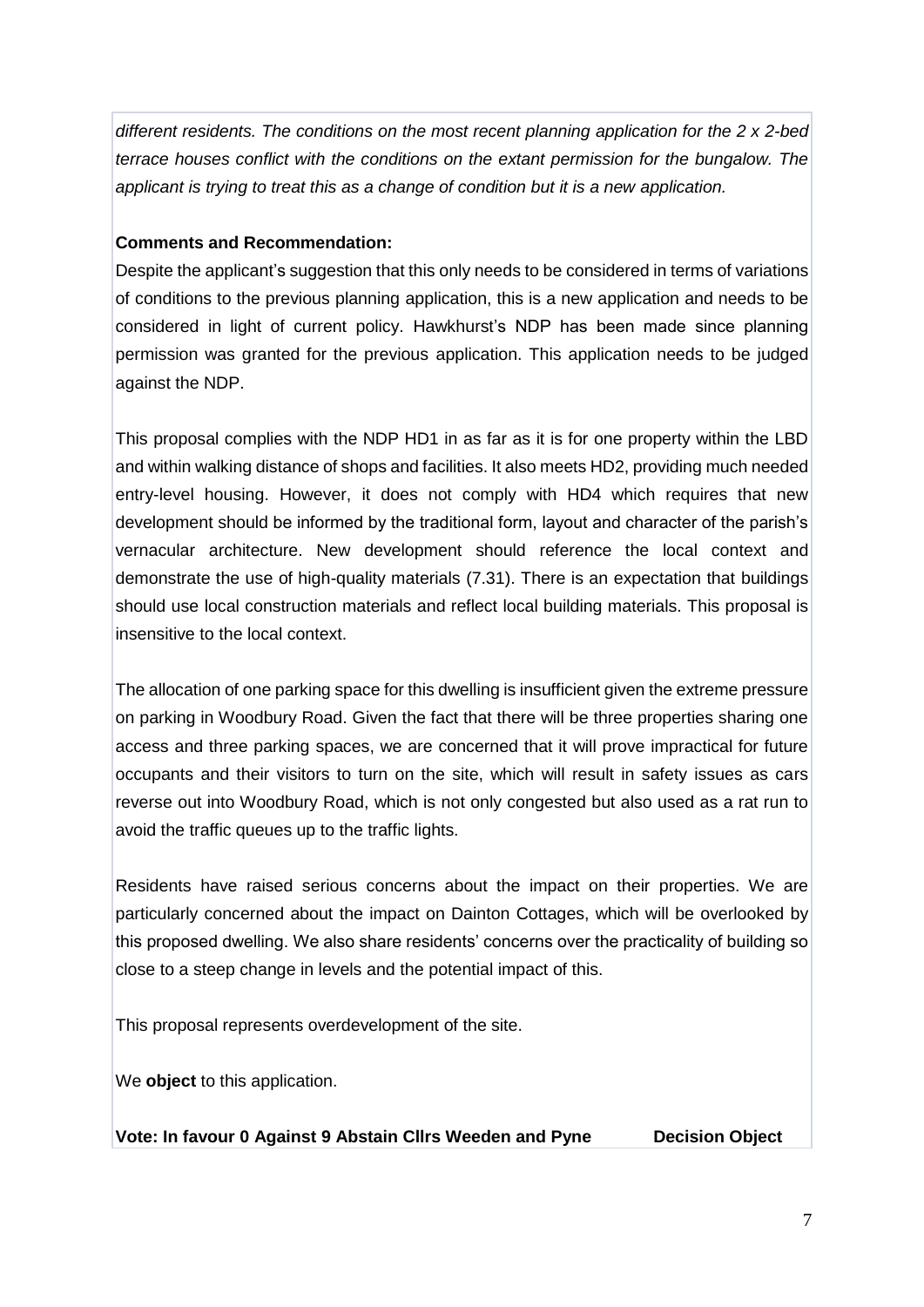*different residents. The conditions on the most recent planning application for the 2 x 2-bed terrace houses conflict with the conditions on the extant permission for the bungalow. The applicant is trying to treat this as a change of condition but it is a new application.*

**Comments and Recommendation:**

Despite the applicant's suggestion that this only needs to be considered in terms of variations of conditions to the previous planning application, this is a new application and needs to be considered in light of current policy. Hawkhurst's NDP has been made since planning permission was granted for the previous application. This application needs to be judged against the NDP.

This proposal complies with the NDP HD1 in as far as it is for one property within the LBD and within walking distance of shops and facilities. It also meets HD2, providing much needed entry-level housing. However, it does not comply with HD4 which requires that new development should be informed by the traditional form, layout and character of the parish's vernacular architecture. New development should reference the local context and demonstrate the use of high-quality materials (7.31). There is an expectation that buildings should use local construction materials and reflect local building materials. This proposal is insensitive to the local context.

The allocation of one parking space for this dwelling is insufficient given the extreme pressure on parking in Woodbury Road. Given the fact that there will be three properties sharing one access and three parking spaces, we are concerned that it will prove impractical for future occupants and their visitors to turn on the site, which will result in safety issues as cars reverse out into Woodbury Road, which is not only congested but also used as a rat run to avoid the traffic queues up to the traffic lights.

Residents have raised serious concerns about the impact on their properties. We are particularly concerned about the impact on Dainton Cottages, which will be overlooked by this proposed dwelling. We also share residents' concerns over the practicality of building so close to a steep change in levels and the potential impact of this.

This proposal represents overdevelopment of the site.

We **object** to this application.

**Vote: In favour 0 Against 9 Abstain Cllrs Weeden and Pyne Decision Object**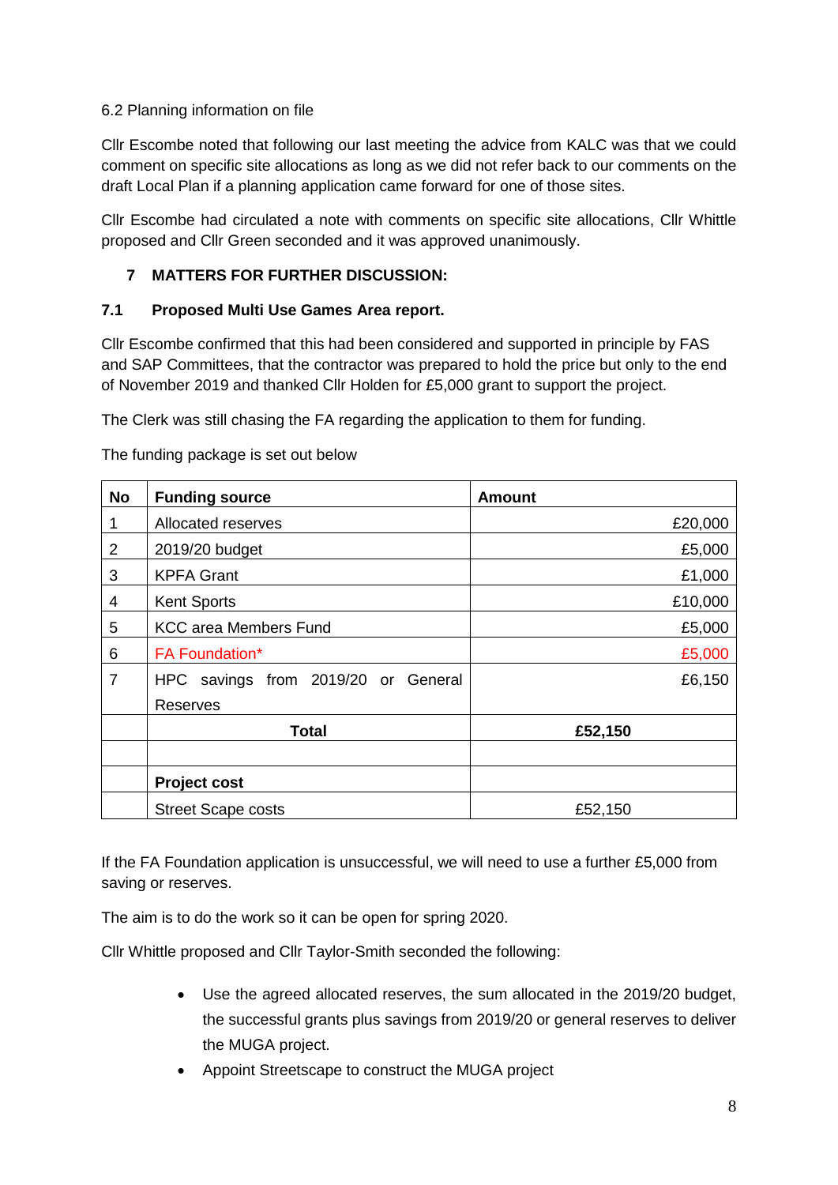6.2 Planning information on file

Cllr Escombe noted that following our last meeting the advice from KALC was that we could comment on specific site allocations as long as we did not refer back to our comments on the draft Local Plan if a planning application came forward for one of those sites.

Cllr Escombe had circulated a note with comments on specific site allocations, Cllr Whittle proposed and Cllr Green seconded and it was approved unanimously.

## 7 MATTERS FOR FURTHER DISCUSSION:

### 7.1 Proposed Multi Use Games Area report.

Cllr Escombe confirmed that this had been considered and supported in principle by FAS and SAP Committees, that the contractor was prepared to hold the price but only to the end of November 2019 and thanked Cllr Holden for £5,000 grant to support the project.

The Clerk was still chasing the FA regarding the application to them for funding.

The funding package is set out below

| No | Funding source | Amount |
|---|---|---|
| 1 | Allocated reserves | £20,000 |
| 2 | 2019/20 budget | £5,000 |
| 3 | KPFA Grant | £1,000 |
| 4 | Kent Sports | £10,000 |
| 5 | KCC area Members Fund | £5,000 |
| 6 | FA Foundation* | £5,000 |
| 7 | HPC savings from 2019/20 or General Reserves | £6,150 |
| | **Total** | **£52,150** |
| | | |
| | **Project cost** | |
| | Street Scape costs | £52,150 |

If the FA Foundation application is unsuccessful, we will need to use a further £5,000 from saving or reserves.

The aim is to do the work so it can be open for spring 2020.

Cllr Whittle proposed and Cllr Taylor-Smith seconded the following:

- Use the agreed allocated reserves, the sum allocated in the 2019/20 budget, the successful grants plus savings from 2019/20 or general reserves to deliver the MUGA project.
- Appoint Streetscape to construct the MUGA project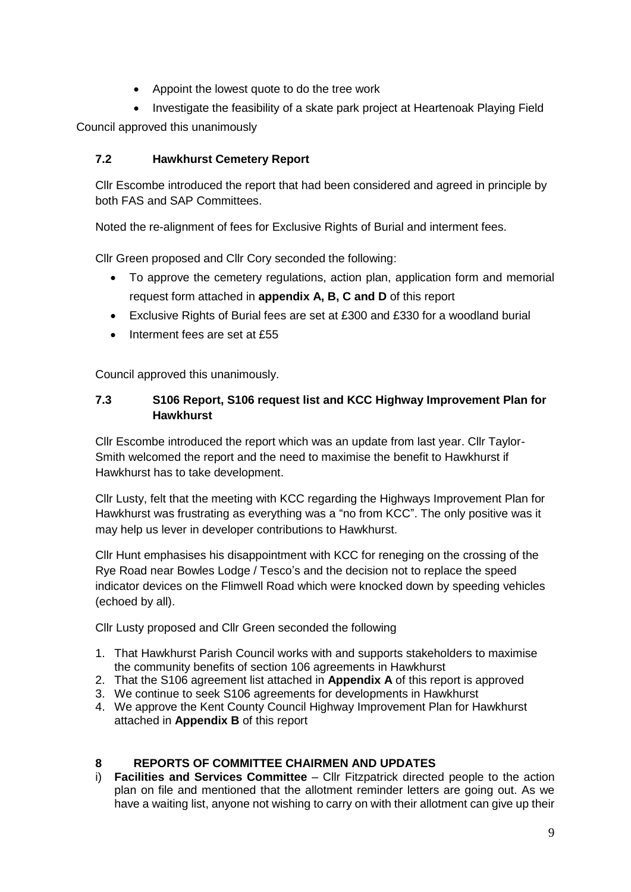- Appoint the lowest quote to do the tree work
- Investigate the feasibility of a skate park project at Heartenoak Playing Field

Council approved this unanimously

### 7.2 Hawkhurst Cemetery Report

Cllr Escombe introduced the report that had been considered and agreed in principle by both FAS and SAP Committees.

Noted the re-alignment of fees for Exclusive Rights of Burial and interment fees.

Cllr Green proposed and Cllr Cory seconded the following:

- To approve the cemetery regulations, action plan, application form and memorial request form attached in **appendix A, B, C and D** of this report
- Exclusive Rights of Burial fees are set at £300 and £330 for a woodland burial
- Interment fees are set at £55

Council approved this unanimously.

### 7.3 S106 Report, S106 request list and KCC Highway Improvement Plan for Hawkhurst

Cllr Escombe introduced the report which was an update from last year. Cllr Taylor-Smith welcomed the report and the need to maximise the benefit to Hawkhurst if Hawkhurst has to take development.

Cllr Lusty, felt that the meeting with KCC regarding the Highways Improvement Plan for Hawkhurst was frustrating as everything was a "no from KCC". The only positive was it may help us lever in developer contributions to Hawkhurst.

Cllr Hunt emphasises his disappointment with KCC for reneging on the crossing of the Rye Road near Bowles Lodge / Tesco's and the decision not to replace the speed indicator devices on the Flimwell Road which were knocked down by speeding vehicles (echoed by all).

Cllr Lusty proposed and Cllr Green seconded the following

1. That Hawkhurst Parish Council works with and supports stakeholders to maximise the community benefits of section 106 agreements in Hawkhurst
2. That the S106 agreement list attached in **Appendix A** of this report is approved
3. We continue to seek S106 agreements for developments in Hawkhurst
4. We approve the Kent County Council Highway Improvement Plan for Hawkhurst attached in **Appendix B** of this report

## 8 REPORTS OF COMMITTEE CHAIRMEN AND UPDATES

i) **Facilities and Services Committee** – Cllr Fitzpatrick directed people to the action plan on file and mentioned that the allotment reminder letters are going out. As we have a waiting list, anyone not wishing to carry on with their allotment can give up their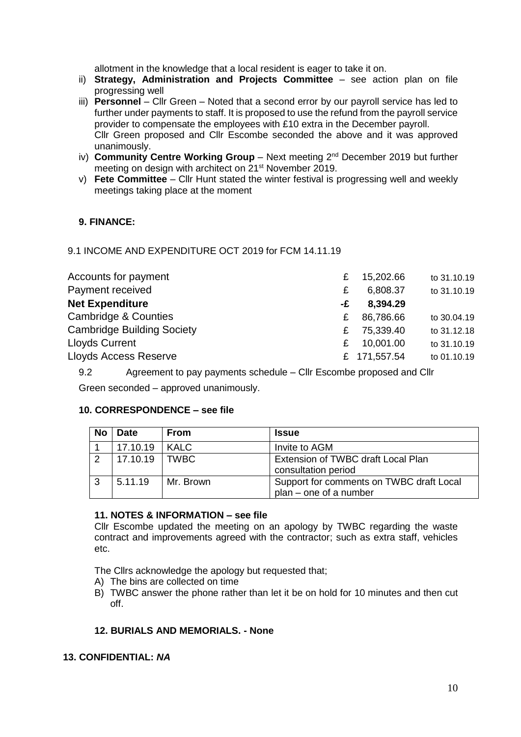allotment in the knowledge that a local resident is eager to take it on.

ii) **Strategy, Administration and Projects Committee** – see action plan on file progressing well

iii) **Personnel** – Cllr Green – Noted that a second error by our payroll service has led to further under payments to staff. It is proposed to use the refund from the payroll service provider to compensate the employees with £10 extra in the December payroll.
Cllr Green proposed and Cllr Escombe seconded the above and it was approved unanimously.

iv) **Community Centre Working Group** – Next meeting 2nd December 2019 but further meeting on design with architect on 21st November 2019.

v) **Fete Committee** – Cllr Hunt stated the winter festival is progressing well and weekly meetings taking place at the moment

**9. FINANCE:**

9.1 INCOME AND EXPENDITURE OCT 2019 for FCM 14.11.19

| | | | |
|---|---|---|---|
| Accounts for payment | £ | 15,202.66 | to 31.10.19 |
| Payment received | £ | 6,808.37 | to 31.10.19 |
| **Net Expenditure** | **-£** | **8,394.29** | |
| Cambridge & Counties | £ | 86,786.66 | to 30.04.19 |
| Cambridge Building Society | £ | 75,339.40 | to 31.12.18 |
| Lloyds Current | £ | 10,001.00 | to 31.10.19 |
| Lloyds Access Reserve | £ | 171,557.54 | to 01.10.19 |

9.2 Agreement to pay payments schedule – Cllr Escombe proposed and Cllr Green seconded – approved unanimously.

**10. CORRESPONDENCE – see file**

| No | Date | From | Issue |
|---|---|---|---|
| 1 | 17.10.19 | KALC | Invite to AGM |
| 2 | 17.10.19 | TWBC | Extension of TWBC draft Local Plan consultation period |
| 3 | 5.11.19 | Mr. Brown | Support for comments on TWBC draft Local plan – one of a number |

**11. NOTES & INFORMATION – see file**

Cllr Escombe updated the meeting on an apology by TWBC regarding the waste contract and improvements agreed with the contractor; such as extra staff, vehicles etc.

The Cllrs acknowledge the apology but requested that;

A) The bins are collected on time
B) TWBC answer the phone rather than let it be on hold for 10 minutes and then cut off.

**12. BURIALS AND MEMORIALS. - None**

**13. CONFIDENTIAL:** ***NA***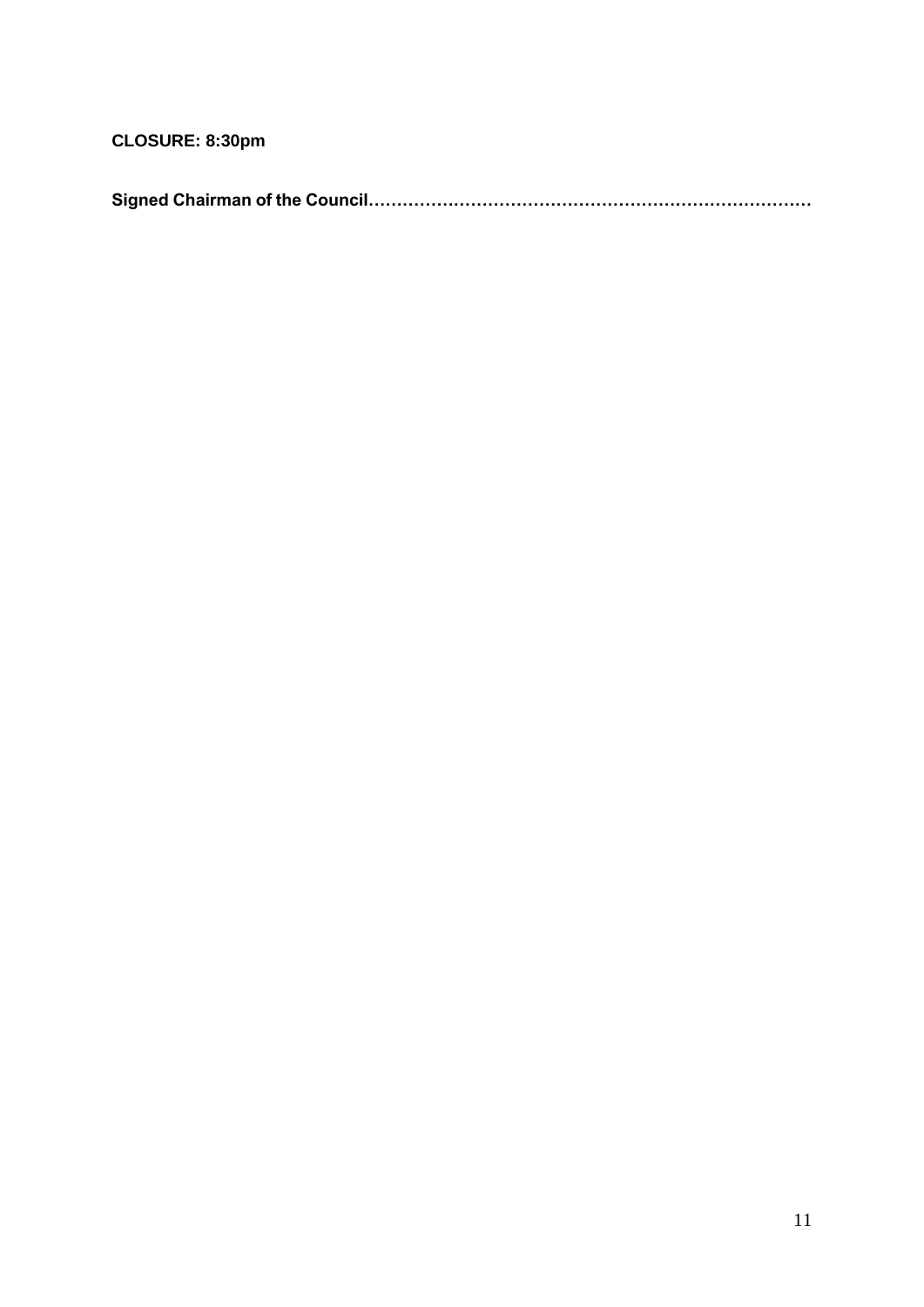**CLOSURE: 8:30pm**

**Signed Chairman of the Council……………………………………………………………………**